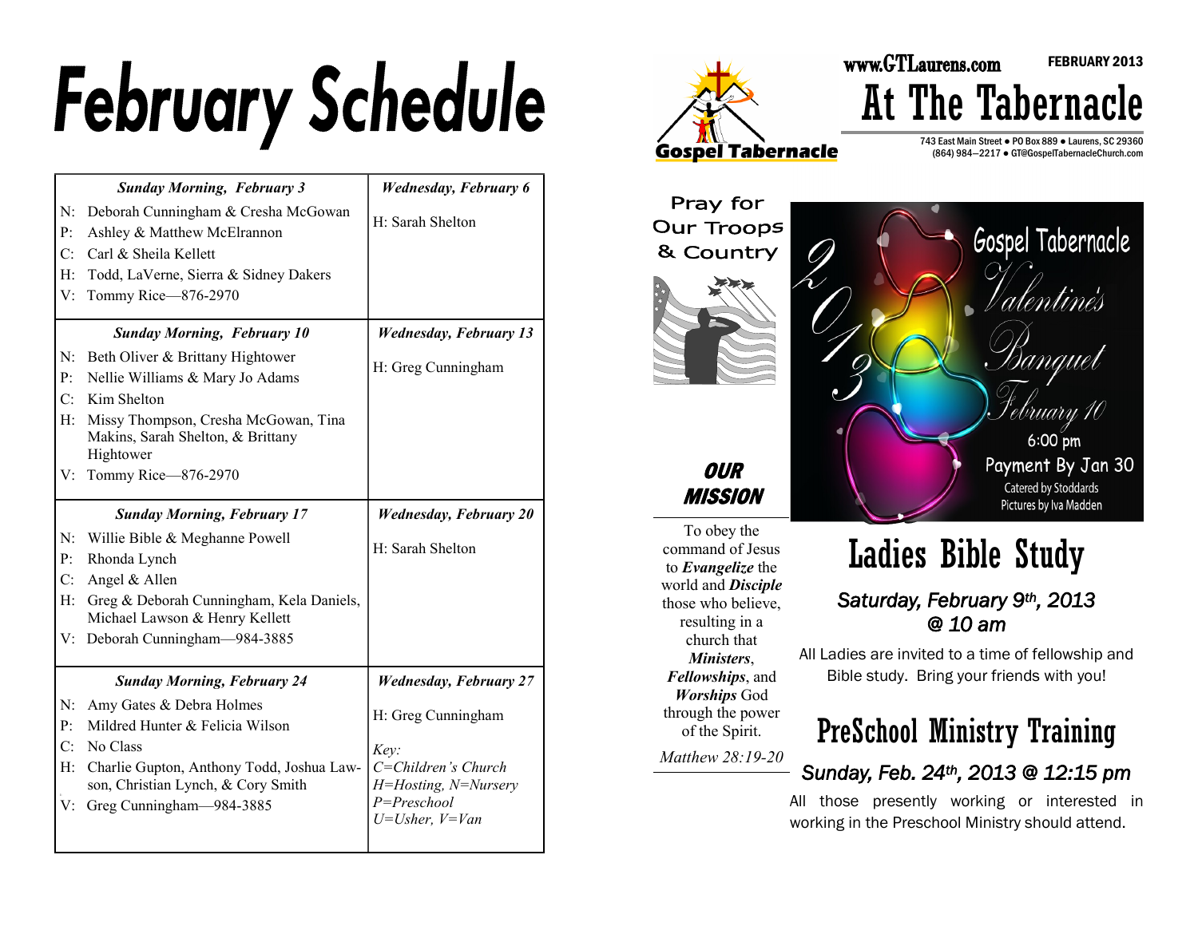# February Schedule

| Sunday Morning, February 3 | Wednesday, February 6 |
|---|---|
| N: Deborah Cunningham & Cresha McGowan<br>P: Ashley & Matthew McElrannon<br>C: Carl & Sheila Kellett<br>H: Todd, LaVerne, Sierra & Sidney Dakers<br>V: Tommy Rice—876-2970 | H: Sarah Shelton |
| ***Sunday Morning, February 10*** | ***Wednesday, February 13*** |
| N: Beth Oliver & Brittany Hightower<br>P: Nellie Williams & Mary Jo Adams<br>C: Kim Shelton<br>H: Missy Thompson, Cresha McGowan, Tina Makins, Sarah Shelton, & Brittany Hightower<br>V: Tommy Rice—876-2970 | H: Greg Cunningham |
| ***Sunday Morning, February 17*** | ***Wednesday, February 20*** |
| N: Willie Bible & Meghanne Powell<br>P: Rhonda Lynch<br>C: Angel & Allen<br>H: Greg & Deborah Cunningham, Kela Daniels, Michael Lawson & Henry Kellett<br>V: Deborah Cunningham—984-3885 | H: Sarah Shelton |
| ***Sunday Morning, February 24*** | ***Wednesday, February 27*** |
| N: Amy Gates & Debra Holmes<br>P: Mildred Hunter & Felicia Wilson<br>C: No Class<br>H: Charlie Gupton, Anthony Todd, Joshua Lawson, Christian Lynch, & Cory Smith<br>V: Greg Cunningham—984-3885 | H: Greg Cunningham<br><br>*Key:*<br>*C=Children's Church*<br>*H=Hosting, N=Nursery*<br>*P=Preschool*<br>*U=Usher, V=Van* |

Gospel Tabernacle

www.GTLaurens.com FEBRUARY 2013

# At The Tabernacle

743 East Main Street ● PO Box 889 ● Laurens, SC 29360
(864) 984—2217 ● GT@GospelTabernacleChurch.com

Pray for Our Troops & Country

Gospel Tabernacle Valentine's Banquet 2013
February 10
6:00 pm
Payment By Jan 30
Catered by Stoddards
Pictures by Iva Madden

## OUR MISSION

To obey the command of Jesus to ***Evangelize*** the world and ***Disciple*** those who believe, resulting in a church that ***Ministers***, ***Fellowships***, and ***Worships*** God through the power of the Spirit.

*Matthew 28:19-20*

## Ladies Bible Study

***Saturday, February 9th, 2013 @ 10 am***

All Ladies are invited to a time of fellowship and Bible study. Bring your friends with you!

## PreSchool Ministry Training

***Sunday, Feb. 24th, 2013 @ 12:15 pm***

All those presently working or interested in working in the Preschool Ministry should attend.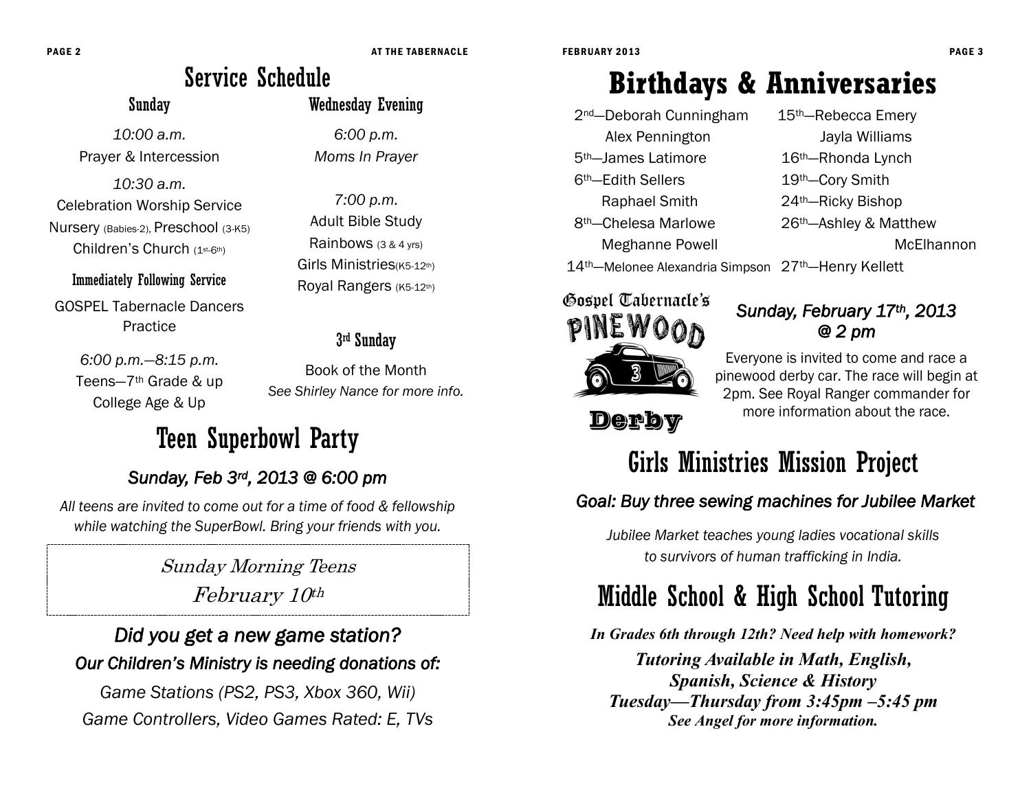## Service Schedule

### Sunday

*10:00 a.m.*
Prayer & Intercession

*10:30 a.m.*
Celebration Worship Service
Nursery (Babies-2), Preschool (3-K5)
Children's Church (1st-6th)

#### Immediately Following Service

GOSPEL Tabernacle Dancers Practice

*6:00 p.m.—8:15 p.m.*
Teens—7th Grade & up
College Age & Up

### Wednesday Evening

*6:00 p.m.*
*Moms In Prayer*

*7:00 p.m.*
Adult Bible Study
Rainbows (3 & 4 yrs)
Girls Ministries(K5-12th)
Royal Rangers (K5-12th)

### 3rd Sunday

Book of the Month
*See Shirley Nance for more info.*

## Teen Superbowl Party

### *Sunday, Feb 3rd, 2013 @ 6:00 pm*

*All teens are invited to come out for a time of food & fellowship while watching the SuperBowl. Bring your friends with you.*

*Sunday Morning Teens*
*February 10th*

### *Did you get a new game station?*

*Our Children's Ministry is needing donations of:*

*Game Stations (PS2, PS3, Xbox 360, Wii)*
*Game Controllers, Video Games Rated: E, TVs*

# Birthdays & Anniversaries

2nd—Deborah Cunningham
Alex Pennington
5th—James Latimore
6th—Edith Sellers
Raphael Smith
8th—Chelesa Marlowe
Meghanne Powell
14th—Melonee Alexandria Simpson
15th—Rebecca Emery
Jayla Williams
16th—Rhonda Lynch
19th—Cory Smith
24th—Ricky Bishop
26th—Ashley & Matthew McElhannon
27th—Henry Kellett

Gospel Tabernacle's PINEWOOD Derby

### *Sunday, February 17th, 2013 @ 2 pm*

Everyone is invited to come and race a pinewood derby car. The race will begin at 2pm. See Royal Ranger commander for more information about the race.

## Girls Ministries Mission Project

### *Goal: Buy three sewing machines for Jubilee Market*

*Jubilee Market teaches young ladies vocational skills to survivors of human trafficking in India.*

## Middle School & High School Tutoring

***In Grades 6th through 12th? Need help with homework?***

***Tutoring Available in Math, English, Spanish, Science & History***
***Tuesday—Thursday from 3:45pm –5:45 pm***
***See Angel for more information.***